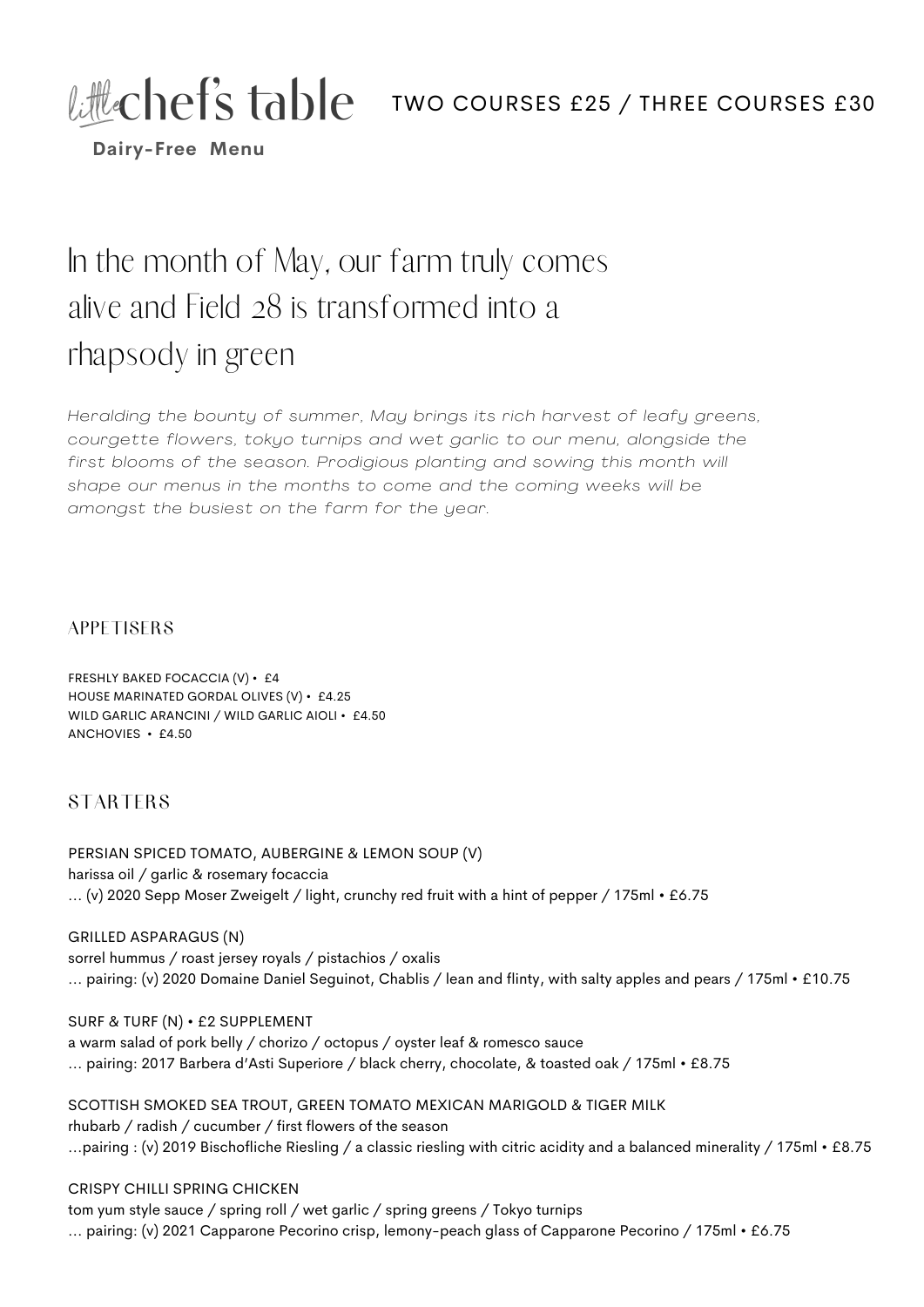# little chef's table

**Dairy-Free Menu**

TWO COURSES £25 / THREE COURSES £30

## In the month of May, our farm truly comes alive and Field 28 is transformed into a rhapsody in green

*Heralding the bounty of summer, May brings its rich harvest of leafy greens, courgette flowers, tokyo turnips and wet garlic to our menu, alongside the first blooms of the season. Prodigious planting and sowing this month will shape our menus in the months to come and the coming weeks will be amongst the busiest on the farm for the year.*

### APPETISERS

FRESHLY BAKED FOCACCIA (V) • £4
HOUSE MARINATED GORDAL OLIVES (V) • £4.25
WILD GARLIC ARANCINI / WILD GARLIC AIOLI • £4.50
ANCHOVIES • £4.50

### STARTERS

PERSIAN SPICED TOMATO, AUBERGINE & LEMON SOUP (V)
harissa oil / garlic & rosemary focaccia
… (v) 2020 Sepp Moser Zweigelt / light, crunchy red fruit with a hint of pepper / 175ml • £6.75

GRILLED ASPARAGUS (N)
sorrel hummus / roast jersey royals / pistachios / oxalis
… pairing: (v) 2020 Domaine Daniel Seguinot, Chablis / lean and flinty, with salty apples and pears / 175ml • £10.75

SURF & TURF (N) • £2 SUPPLEMENT
a warm salad of pork belly / chorizo / octopus / oyster leaf & romesco sauce
… pairing: 2017 Barbera d'Asti Superiore / black cherry, chocolate, & toasted oak / 175ml • £8.75

SCOTTISH SMOKED SEA TROUT, GREEN TOMATO MEXICAN MARIGOLD & TIGER MILK
rhubarb / radish / cucumber / first flowers of the season
…pairing : (v) 2019 Bischofliche Riesling / a classic riesling with citric acidity and a balanced minerality / 175ml • £8.75

CRISPY CHILLI SPRING CHICKEN
tom yum style sauce / spring roll / wet garlic / spring greens / Tokyo turnips
… pairing: (v) 2021 Capparone Pecorino crisp, lemony-peach glass of Capparone Pecorino / 175ml • £6.75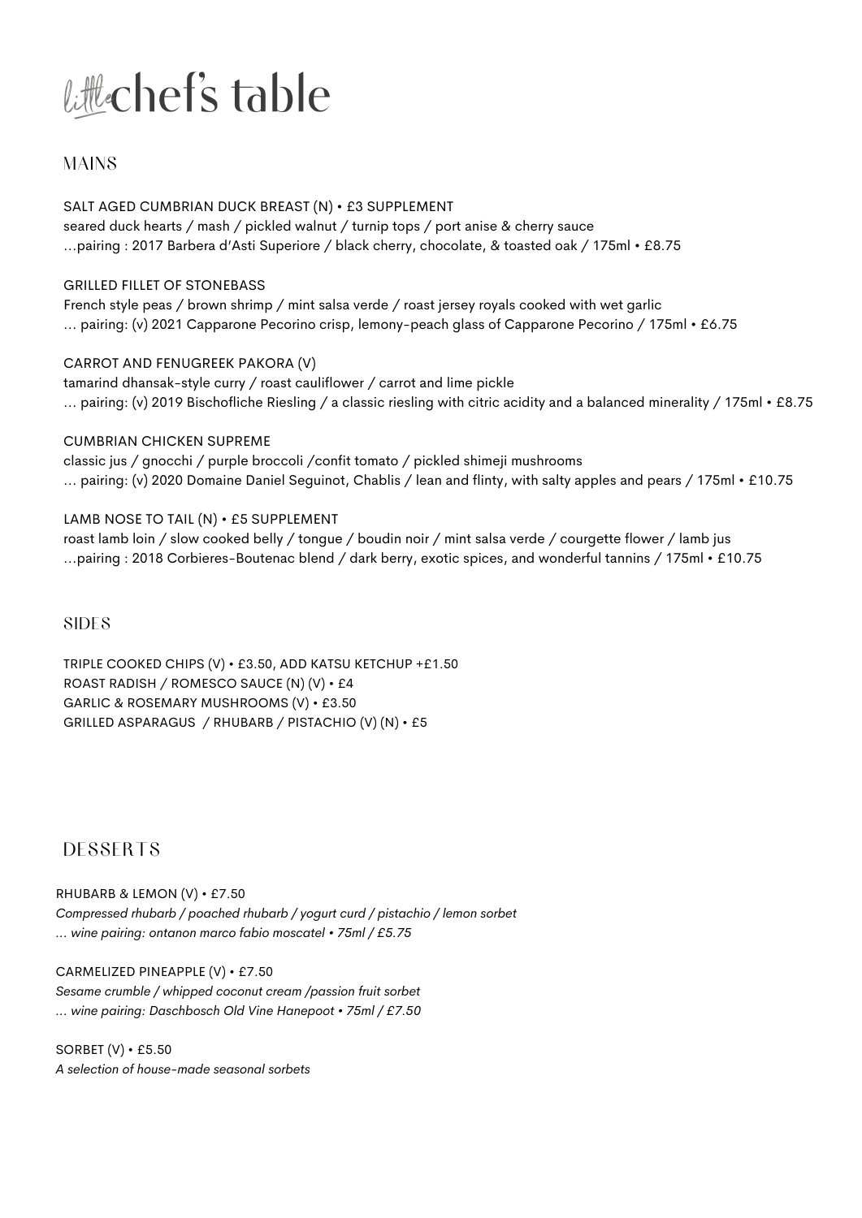# little chef's table

## MAINS

SALT AGED CUMBRIAN DUCK BREAST (N) • £3 SUPPLEMENT
seared duck hearts / mash / pickled walnut / turnip tops / port anise & cherry sauce
…pairing : 2017 Barbera d'Asti Superiore / black cherry, chocolate, & toasted oak / 175ml • £8.75

GRILLED FILLET OF STONEBASS
French style peas / brown shrimp / mint salsa verde / roast jersey royals cooked with wet garlic
… pairing: (v) 2021 Capparone Pecorino crisp, lemony-peach glass of Capparone Pecorino / 175ml • £6.75

CARROT AND FENUGREEK PAKORA (V)
tamarind dhansak-style curry / roast cauliflower / carrot and lime pickle
… pairing: (v) 2019 Bischofliche Riesling / a classic riesling with citric acidity and a balanced minerality / 175ml • £8.75

CUMBRIAN CHICKEN SUPREME
classic jus / gnocchi / purple broccoli /confit tomato / pickled shimeji mushrooms
… pairing: (v) 2020 Domaine Daniel Seguinot, Chablis / lean and flinty, with salty apples and pears / 175ml • £10.75

LAMB NOSE TO TAIL (N) • £5 SUPPLEMENT
roast lamb loin / slow cooked belly / tongue / boudin noir / mint salsa verde / courgette flower / lamb jus
…pairing : 2018 Corbieres-Boutenac blend / dark berry, exotic spices, and wonderful tannins / 175ml • £10.75

## SIDES

TRIPLE COOKED CHIPS (V) • £3.50, ADD KATSU KETCHUP +£1.50
ROAST RADISH / ROMESCO SAUCE (N) (V) • £4
GARLIC & ROSEMARY MUSHROOMS (V) • £3.50
GRILLED ASPARAGUS / RHUBARB / PISTACHIO (V) (N) • £5

## DESSERTS

RHUBARB & LEMON (V) • £7.50
*Compressed rhubarb / poached rhubarb / yogurt curd / pistachio / lemon sorbet*
*… wine pairing: ontanon marco fabio moscatel • 75ml / £5.75*

CARMELIZED PINEAPPLE (V) • £7.50
*Sesame crumble / whipped coconut cream /passion fruit sorbet*
*… wine pairing: Daschbosch Old Vine Hanepoot • 75ml / £7.50*

SORBET (V) • £5.50
*A selection of house-made seasonal sorbets*